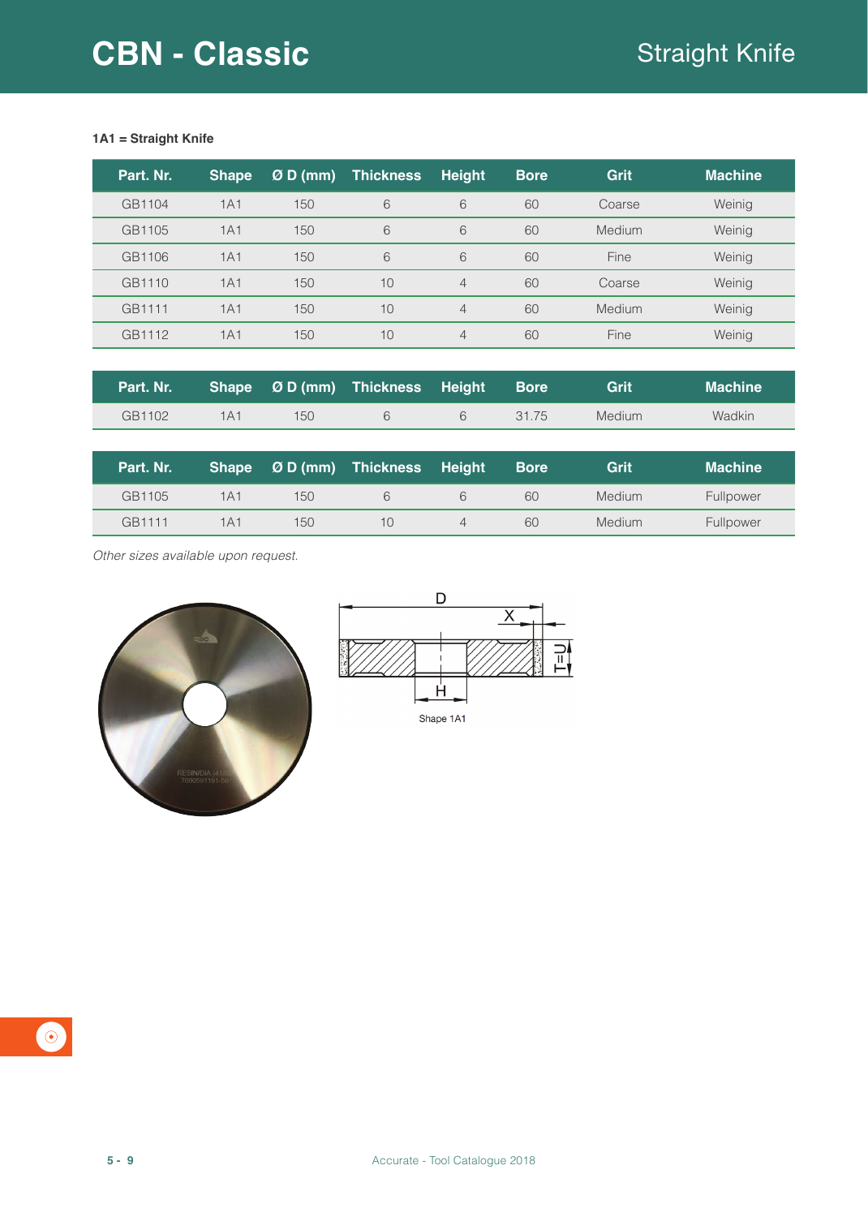# CBN - Classic

## Straight Knife

**1A1 = Straight Knife**

| Part. Nr. | Shape | Ø D (mm) | Thickness | Height | Bore | Grit | Machine |
|---|---|---|---|---|---|---|---|
| GB1104 | 1A1 | 150 | 6 | 6 | 60 | Coarse | Weinig |
| GB1105 | 1A1 | 150 | 6 | 6 | 60 | Medium | Weinig |
| GB1106 | 1A1 | 150 | 6 | 6 | 60 | Fine | Weinig |
| GB1110 | 1A1 | 150 | 10 | 4 | 60 | Coarse | Weinig |
| GB1111 | 1A1 | 150 | 10 | 4 | 60 | Medium | Weinig |
| GB1112 | 1A1 | 150 | 10 | 4 | 60 | Fine | Weinig |

| Part. Nr. | Shape | Ø D (mm) | Thickness | Height | Bore | Grit | Machine |
|---|---|---|---|---|---|---|---|
| GB1102 | 1A1 | 150 | 6 | 6 | 31.75 | Medium | Wadkin |

| Part. Nr. | Shape | Ø D (mm) | Thickness | Height | Bore | Grit | Machine |
|---|---|---|---|---|---|---|---|
| GB1105 | 1A1 | 150 | 6 | 6 | 60 | Medium | Fullpower |
| GB1111 | 1A1 | 150 | 10 | 4 | 60 | Medium | Fullpower |

*Other sizes available upon request.*

Shape 1A1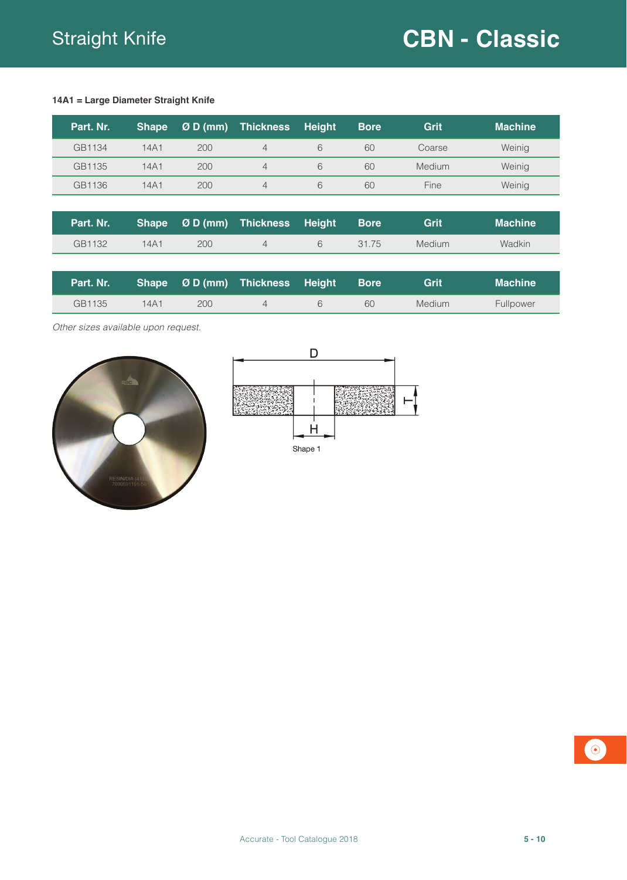# Straight Knife

# CBN - Classic

**14A1 = Large Diameter Straight Knife**

| Part. Nr. | Shape | Ø D (mm) | Thickness | Height | Bore | Grit | Machine |
|---|---|---|---|---|---|---|---|
| GB1134 | 14A1 | 200 | 4 | 6 | 60 | Coarse | Weinig |
| GB1135 | 14A1 | 200 | 4 | 6 | 60 | Medium | Weinig |
| GB1136 | 14A1 | 200 | 4 | 6 | 60 | Fine | Weinig |

| Part. Nr. | Shape | Ø D (mm) | Thickness | Height | Bore | Grit | Machine |
|---|---|---|---|---|---|---|---|
| GB1132 | 14A1 | 200 | 4 | 6 | 31.75 | Medium | Wadkin |

| Part. Nr. | Shape | Ø D (mm) | Thickness | Height | Bore | Grit | Machine |
|---|---|---|---|---|---|---|---|
| GB1135 | 14A1 | 200 | 4 | 6 | 60 | Medium | Fullpower |

*Other sizes available upon request.*

D

T

H

Shape 1